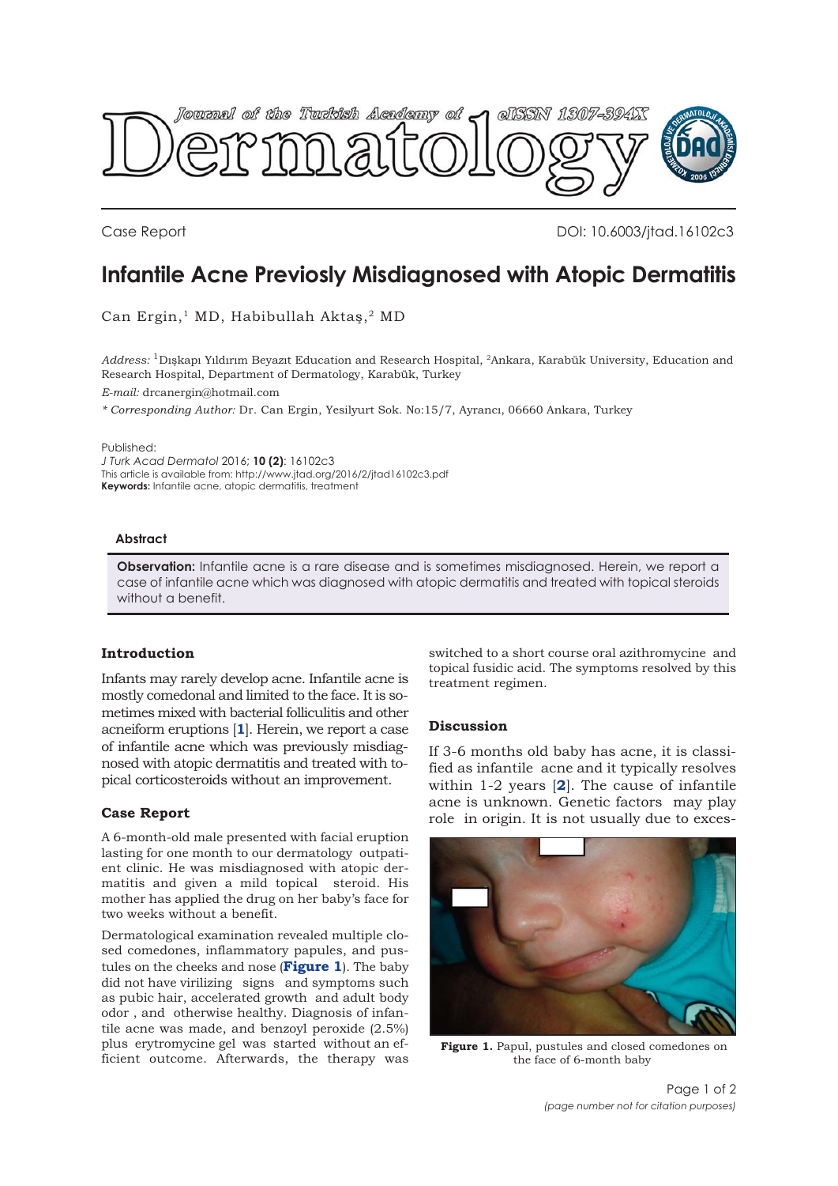Case Report

DOI: 10.6003/jtad.16102c3

# Infantile Acne Previosly Misdiagnosed with Atopic Dermatitis

Can Ergin,[1] MD, Habibullah Aktaş,[2] MD

*Address:* [1]Dışkapı Yıldırım Beyazıt Education and Research Hospital, [2]Ankara, Karabük University, Education and Research Hospital, Department of Dermatology, Karabük, Turkey

*E-mail:* drcanergin@hotmail.com

*\* Corresponding Author:* Dr. Can Ergin, Yesilyurt Sok. No:15/7, Ayrancı, 06660 Ankara, Turkey

Published:
*J Turk Acad Dermatol* 2016; **10 (2)**: 16102c3
This article is available from: http://www.jtad.org/2016/2/jtad16102c3.pdf
**Keywords:** Infantile acne, atopic dermatitis, treatment

### Abstract

**Observation:** Infantile acne is a rare disease and is sometimes misdiagnosed. Herein, we report a case of infantile acne which was diagnosed with atopic dermatitis and treated with topical steroids without a benefit.

## Introduction

Infants may rarely develop acne. Infantile acne is mostly comedonal and limited to the face. It is sometimes mixed with bacterial folliculitis and other acneiform eruptions [1]. Herein, we report a case of infantile acne which was previously misdiagnosed with atopic dermatitis and treated with topical corticosteroids without an improvement.

## Case Report

A 6-month-old male presented with facial eruption lasting for one month to our dermatology outpatient clinic. He was misdiagnosed with atopic dermatitis and given a mild topical steroid. His mother has applied the drug on her baby's face for two weeks without a benefit.

Dermatological examination revealed multiple closed comedones, inflammatory papules, and pustules on the cheeks and nose (**Figure 1**). The baby did not have virilizing signs and symptoms such as pubic hair, accelerated growth and adult body odor , and otherwise healthy. Diagnosis of infantile acne was made, and benzoyl peroxide (2.5%) plus erytromycine gel was started without an efficient outcome. Afterwards, the therapy was switched to a short course oral azithromycine and topical fusidic acid. The symptoms resolved by this treatment regimen.

## Discussion

If 3-6 months old baby has acne, it is classified as infantile acne and it typically resolves within 1-2 years [2]. The cause of infantile acne is unknown. Genetic factors may play role in origin. It is not usually due to exces-

**Figure 1.** Papul, pustules and closed comedones on the face of 6-month baby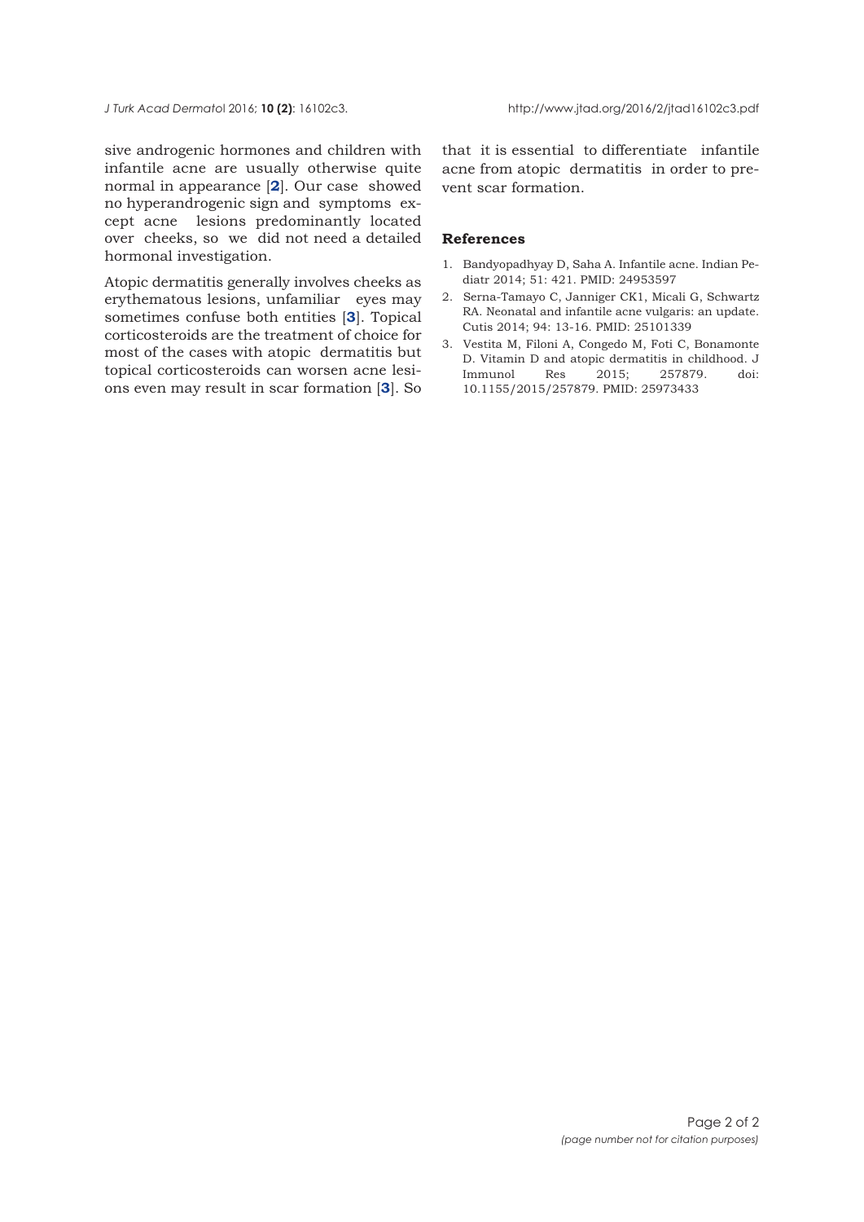sive androgenic hormones and children with infantile acne are usually otherwise quite normal in appearance [2]. Our case showed no hyperandrogenic sign and symptoms except acne lesions predominantly located over cheeks, so we did not need a detailed hormonal investigation.

Atopic dermatitis generally involves cheeks as erythematous lesions, unfamiliar eyes may sometimes confuse both entities [3]. Topical corticosteroids are the treatment of choice for most of the cases with atopic dermatitis but topical corticosteroids can worsen acne lesions even may result in scar formation [3]. So that it is essential to differentiate infantile acne from atopic dermatitis in order to prevent scar formation.

## References

1. Bandyopadhyay D, Saha A. Infantile acne. Indian Pediatr 2014; 51: 421. PMID: 24953597
2. Serna-Tamayo C, Janniger CK1, Micali G, Schwartz RA. Neonatal and infantile acne vulgaris: an update. Cutis 2014; 94: 13-16. PMID: 25101339
3. Vestita M, Filoni A, Congedo M, Foti C, Bonamonte D. Vitamin D and atopic dermatitis in childhood. J Immunol Res 2015; 257879. doi: 10.1155/2015/257879. PMID: 25973433